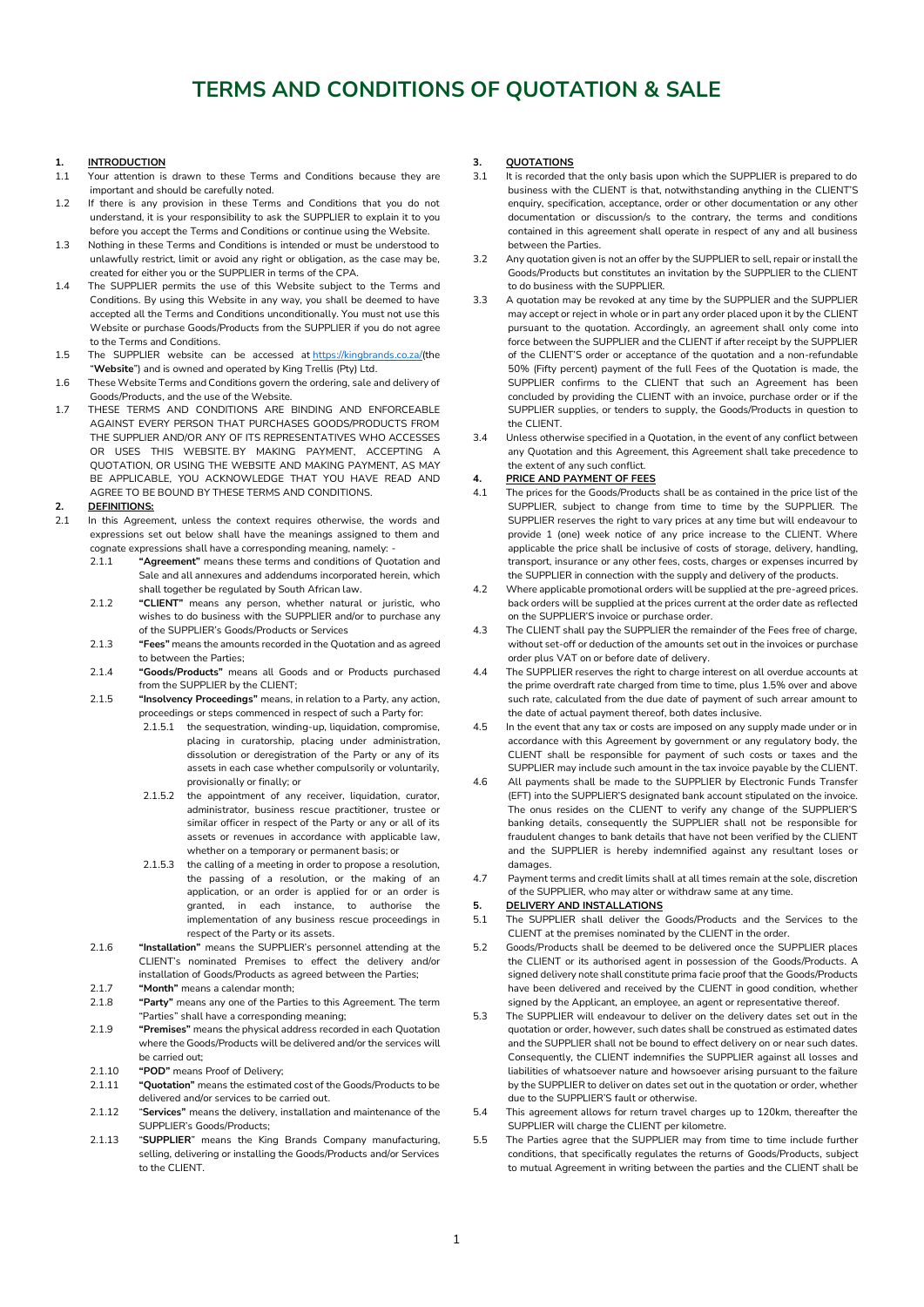# TERMS AND CONDITIONS OF QUOTATION & SALE

**1. INTRODUCTION**

1.1 Your attention is drawn to these Terms and Conditions because they are important and should be carefully noted.

1.2 If there is any provision in these Terms and Conditions that you do not understand, it is your responsibility to ask the SUPPLIER to explain it to you before you accept the Terms and Conditions or continue using the Website.

1.3 Nothing in these Terms and Conditions is intended or must be understood to unlawfully restrict, limit or avoid any right or obligation, as the case may be, created for either you or the SUPPLIER in terms of the CPA.

1.4 The SUPPLIER permits the use of this Website subject to the Terms and Conditions. By using this Website in any way, you shall be deemed to have accepted all the Terms and Conditions unconditionally. You must not use this Website or purchase Goods/Products from the SUPPLIER if you do not agree to the Terms and Conditions.

1.5 The SUPPLIER website can be accessed at https://kingbrands.co.za/(the "**Website**") and is owned and operated by King Trellis (Pty) Ltd.

1.6 These Website Terms and Conditions govern the ordering, sale and delivery of Goods/Products, and the use of the Website.

1.7 THESE TERMS AND CONDITIONS ARE BINDING AND ENFORCEABLE AGAINST EVERY PERSON THAT PURCHASES GOODS/PRODUCTS FROM THE SUPPLIER AND/OR ANY OF ITS REPRESENTATIVES WHO ACCESSES OR USES THIS WEBSITE. BY MAKING PAYMENT, ACCEPTING A QUOTATION, OR USING THE WEBSITE AND MAKING PAYMENT, AS MAY BE APPLICABLE, YOU ACKNOWLEDGE THAT YOU HAVE READ AND AGREE TO BE BOUND BY THESE TERMS AND CONDITIONS.

**2. DEFINITIONS:**

2.1 In this Agreement, unless the context requires otherwise, the words and expressions set out below shall have the meanings assigned to them and cognate expressions shall have a corresponding meaning, namely: -

2.1.1 **"Agreement"** means these terms and conditions of Quotation and Sale and all annexures and addendums incorporated herein, which shall together be regulated by South African law.

2.1.2 **"CLIENT"** means any person, whether natural or juristic, who wishes to do business with the SUPPLIER and/or to purchase any of the SUPPLIER's Goods/Products or Services

2.1.3 **"Fees"** means the amounts recorded in the Quotation and as agreed to between the Parties;

2.1.4 **"Goods/Products"** means all Goods and or Products purchased from the SUPPLIER by the CLIENT;

2.1.5 **"Insolvency Proceedings"** means, in relation to a Party, any action, proceedings or steps commenced in respect of such a Party for:

2.1.5.1 the sequestration, winding-up, liquidation, compromise, placing in curatorship, placing under administration, dissolution or deregistration of the Party or any of its assets in each case whether compulsorily or voluntarily, provisionally or finally; or

2.1.5.2 the appointment of any receiver, liquidation, curator, administrator, business rescue practitioner, trustee or similar officer in respect of the Party or any or all of its assets or revenues in accordance with applicable law, whether on a temporary or permanent basis; or

2.1.5.3 the calling of a meeting in order to propose a resolution, the passing of a resolution, or the making of an application, or an order is applied for or an order is granted, in each instance, to authorise the implementation of any business rescue proceedings in respect of the Party or its assets.

2.1.6 **"Installation"** means the SUPPLIER's personnel attending at the CLIENT's nominated Premises to effect the delivery and/or installation of Goods/Products as agreed between the Parties;

2.1.7 **"Month"** means a calendar month;

2.1.8 **"Party"** means any one of the Parties to this Agreement. The term "Parties" shall have a corresponding meaning;

2.1.9 **"Premises"** means the physical address recorded in each Quotation where the Goods/Products will be delivered and/or the services will be carried out;

2.1.10 **"POD"** means Proof of Delivery;

2.1.11 **"Quotation"** means the estimated cost of the Goods/Products to be delivered and/or services to be carried out.

2.1.12 "**Services"** means the delivery, installation and maintenance of the SUPPLIER's Goods/Products;

2.1.13 "**SUPPLIER**" means the King Brands Company manufacturing, selling, delivering or installing the Goods/Products and/or Services to the CLIENT.

**3. QUOTATIONS**

3.1 It is recorded that the only basis upon which the SUPPLIER is prepared to do business with the CLIENT is that, notwithstanding anything in the CLIENT'S enquiry, specification, acceptance, order or other documentation or any other documentation or discussion/s to the contrary, the terms and conditions contained in this agreement shall operate in respect of any and all business between the Parties.

3.2 Any quotation given is not an offer by the SUPPLIER to sell, repair or install the Goods/Products but constitutes an invitation by the SUPPLIER to the CLIENT to do business with the SUPPLIER.

3.3 A quotation may be revoked at any time by the SUPPLIER and the SUPPLIER may accept or reject in whole or in part any order placed upon it by the CLIENT pursuant to the quotation. Accordingly, an agreement shall only come into force between the SUPPLIER and the CLIENT if after receipt by the SUPPLIER of the CLIENT'S order or acceptance of the quotation and a non-refundable 50% (Fifty percent) payment of the full Fees of the Quotation is made, the SUPPLIER confirms to the CLIENT that such an Agreement has been concluded by providing the CLIENT with an invoice, purchase order or if the SUPPLIER supplies, or tenders to supply, the Goods/Products in question to the CLIENT.

3.4 Unless otherwise specified in a Quotation, in the event of any conflict between any Quotation and this Agreement, this Agreement shall take precedence to the extent of any such conflict.

**4. PRICE AND PAYMENT OF FEES**

4.1 The prices for the Goods/Products shall be as contained in the price list of the SUPPLIER, subject to change from time to time by the SUPPLIER. The SUPPLIER reserves the right to vary prices at any time but will endeavour to provide 1 (one) week notice of any price increase to the CLIENT. Where applicable the price shall be inclusive of costs of storage, delivery, handling, transport, insurance or any other fees, costs, charges or expenses incurred by the SUPPLIER in connection with the supply and delivery of the products.

4.2 Where applicable promotional orders will be supplied at the pre-agreed prices. back orders will be supplied at the prices current at the order date as reflected on the SUPPLIER'S invoice or purchase order.

4.3 The CLIENT shall pay the SUPPLIER the remainder of the Fees free of charge, without set-off or deduction of the amounts set out in the invoices or purchase order plus VAT on or before date of delivery.

4.4 The SUPPLIER reserves the right to charge interest on all overdue accounts at the prime overdraft rate charged from time to time, plus 1.5% over and above such rate, calculated from the due date of payment of such arrear amount to the date of actual payment thereof, both dates inclusive.

4.5 In the event that any tax or costs are imposed on any supply made under or in accordance with this Agreement by government or any regulatory body, the CLIENT shall be responsible for payment of such costs or taxes and the SUPPLIER may include such amount in the tax invoice payable by the CLIENT.

4.6 All payments shall be made to the SUPPLIER by Electronic Funds Transfer (EFT) into the SUPPLIER'S designated bank account stipulated on the invoice. The onus resides on the CLIENT to verify any change of the SUPPLIER'S banking details, consequently the SUPPLIER shall not be responsible for fraudulent changes to bank details that have not been verified by the CLIENT and the SUPPLIER is hereby indemnified against any resultant loses or damages.

4.7 Payment terms and credit limits shall at all times remain at the sole, discretion of the SUPPLIER, who may alter or withdraw same at any time.

**5. DELIVERY AND INSTALLATIONS**

5.1 The SUPPLIER shall deliver the Goods/Products and the Services to the CLIENT at the premises nominated by the CLIENT in the order.

5.2 Goods/Products shall be deemed to be delivered once the SUPPLIER places the CLIENT or its authorised agent in possession of the Goods/Products. A signed delivery note shall constitute prima facie proof that the Goods/Products have been delivered and received by the CLIENT in good condition, whether signed by the Applicant, an employee, an agent or representative thereof.

5.3 The SUPPLIER will endeavour to deliver on the delivery dates set out in the quotation or order, however, such dates shall be construed as estimated dates and the SUPPLIER shall not be bound to effect delivery on or near such dates. Consequently, the CLIENT indemnifies the SUPPLIER against all losses and liabilities of whatsoever nature and howsoever arising pursuant to the failure by the SUPPLIER to deliver on dates set out in the quotation or order, whether due to the SUPPLIER'S fault or otherwise.

5.4 This agreement allows for return travel charges up to 120km, thereafter the SUPPLIER will charge the CLIENT per kilometre.

5.5 The Parties agree that the SUPPLIER may from time to time include further conditions, that specifically regulates the returns of Goods/Products, subject to mutual Agreement in writing between the parties and the CLIENT shall be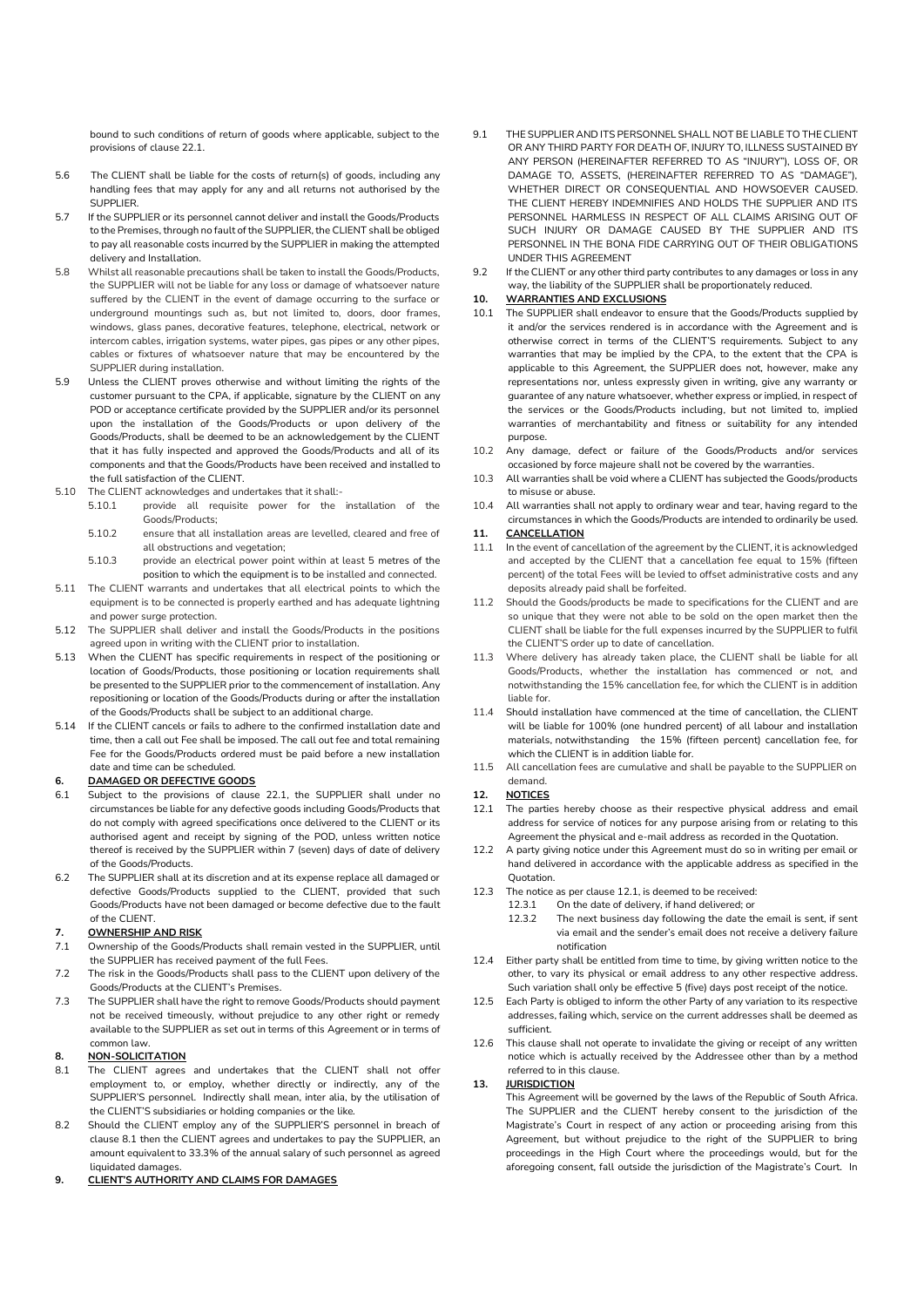bound to such conditions of return of goods where applicable, subject to the provisions of clause 22.1.

5.6 The CLIENT shall be liable for the costs of return(s) of goods, including any handling fees that may apply for any and all returns not authorised by the SUPPLIER.

5.7 If the SUPPLIER or its personnel cannot deliver and install the Goods/Products to the Premises, through no fault of the SUPPLIER, the CLIENT shall be obliged to pay all reasonable costs incurred by the SUPPLIER in making the attempted delivery and Installation.

5.8 Whilst all reasonable precautions shall be taken to install the Goods/Products, the SUPPLIER will not be liable for any loss or damage of whatsoever nature suffered by the CLIENT in the event of damage occurring to the surface or underground mountings such as, but not limited to, doors, door frames, windows, glass panes, decorative features, telephone, electrical, network or intercom cables, irrigation systems, water pipes, gas pipes or any other pipes, cables or fixtures of whatsoever nature that may be encountered by the SUPPLIER during installation.

5.9 Unless the CLIENT proves otherwise and without limiting the rights of the customer pursuant to the CPA, if applicable, signature by the CLIENT on any POD or acceptance certificate provided by the SUPPLIER and/or its personnel upon the installation of the Goods/Products or upon delivery of the Goods/Products, shall be deemed to be an acknowledgement by the CLIENT that it has fully inspected and approved the Goods/Products and all of its components and that the Goods/Products have been received and installed to the full satisfaction of the CLIENT.

5.10 The CLIENT acknowledges and undertakes that it shall:-

5.10.1 provide all requisite power for the installation of the Goods/Products;

5.10.2 ensure that all installation areas are levelled, cleared and free of all obstructions and vegetation;

5.10.3 provide an electrical power point within at least 5 metres of the position to which the equipment is to be installed and connected.

5.11 The CLIENT warrants and undertakes that all electrical points to which the equipment is to be connected is properly earthed and has adequate lightning and power surge protection.

5.12 The SUPPLIER shall deliver and install the Goods/Products in the positions agreed upon in writing with the CLIENT prior to installation.

5.13 When the CLIENT has specific requirements in respect of the positioning or location of Goods/Products, those positioning or location requirements shall be presented to the SUPPLIER prior to the commencement of installation. Any repositioning or location of the Goods/Products during or after the installation of the Goods/Products shall be subject to an additional charge.

5.14 If the CLIENT cancels or fails to adhere to the confirmed installation date and time, then a call out Fee shall be imposed. The call out fee and total remaining Fee for the Goods/Products ordered must be paid before a new installation date and time can be scheduled.

## 6. DAMAGED OR DEFECTIVE GOODS

6.1 Subject to the provisions of clause 22.1, the SUPPLIER shall under no circumstances be liable for any defective goods including Goods/Products that do not comply with agreed specifications once delivered to the CLIENT or its authorised agent and receipt by signing of the POD, unless written notice thereof is received by the SUPPLIER within 7 (seven) days of date of delivery of the Goods/Products.

6.2 The SUPPLIER shall at its discretion and at its expense replace all damaged or defective Goods/Products supplied to the CLIENT, provided that such Goods/Products have not been damaged or become defective due to the fault of the CLIENT.

## 7. OWNERSHIP AND RISK

7.1 Ownership of the Goods/Products shall remain vested in the SUPPLIER, until the SUPPLIER has received payment of the full Fees.

7.2 The risk in the Goods/Products shall pass to the CLIENT upon delivery of the Goods/Products at the CLIENT's Premises.

7.3 The SUPPLIER shall have the right to remove Goods/Products should payment not be received timeously, without prejudice to any other right or remedy available to the SUPPLIER as set out in terms of this Agreement or in terms of common law.

## 8. NON-SOLICITATION

8.1 The CLIENT agrees and undertakes that the CLIENT shall not offer employment to, or employ, whether directly or indirectly, any of the SUPPLIER'S personnel. Indirectly shall mean, inter alia, by the utilisation of the CLIENT'S subsidiaries or holding companies or the like.

8.2 Should the CLIENT employ any of the SUPPLIER'S personnel in breach of clause 8.1 then the CLIENT agrees and undertakes to pay the SUPPLIER, an amount equivalent to 33.3% of the annual salary of such personnel as agreed liquidated damages.

## 9. CLIENT'S AUTHORITY AND CLAIMS FOR DAMAGES

9.1 THE SUPPLIER AND ITS PERSONNEL SHALL NOT BE LIABLE TO THE CLIENT OR ANY THIRD PARTY FOR DEATH OF, INJURY TO, ILLNESS SUSTAINED BY ANY PERSON (HEREINAFTER REFERRED TO AS "INJURY"), LOSS OF, OR DAMAGE TO, ASSETS, (HEREINAFTER REFERRED TO AS "DAMAGE"), WHETHER DIRECT OR CONSEQUENTIAL AND HOWSOEVER CAUSED. THE CLIENT HEREBY INDEMNIFIES AND HOLDS THE SUPPLIER AND ITS PERSONNEL HARMLESS IN RESPECT OF ALL CLAIMS ARISING OUT OF SUCH INJURY OR DAMAGE CAUSED BY THE SUPPLIER AND ITS PERSONNEL IN THE BONA FIDE CARRYING OUT OF THEIR OBLIGATIONS UNDER THIS AGREEMENT

9.2 If the CLIENT or any other third party contributes to any damages or loss in any way, the liability of the SUPPLIER shall be proportionately reduced.

## 10. WARRANTIES AND EXCLUSIONS

10.1 The SUPPLIER shall endeavor to ensure that the Goods/Products supplied by it and/or the services rendered is in accordance with the Agreement and is otherwise correct in terms of the CLIENT'S requirements. Subject to any warranties that may be implied by the CPA, to the extent that the CPA is applicable to this Agreement, the SUPPLIER does not, however, make any representations nor, unless expressly given in writing, give any warranty or guarantee of any nature whatsoever, whether express or implied, in respect of the services or the Goods/Products including, but not limited to, implied warranties of merchantability and fitness or suitability for any intended purpose.

10.2 Any damage, defect or failure of the Goods/Products and/or services occasioned by force majeure shall not be covered by the warranties.

10.3 All warranties shall be void where a CLIENT has subjected the Goods/products to misuse or abuse.

10.4 All warranties shall not apply to ordinary wear and tear, having regard to the circumstances in which the Goods/Products are intended to ordinarily be used.

## 11. CANCELLATION

11.1 In the event of cancellation of the agreement by the CLIENT, it is acknowledged and accepted by the CLIENT that a cancellation fee equal to 15% (fifteen percent) of the total Fees will be levied to offset administrative costs and any deposits already paid shall be forfeited.

11.2 Should the Goods/products be made to specifications for the CLIENT and are so unique that they were not able to be sold on the open market then the CLIENT shall be liable for the full expenses incurred by the SUPPLIER to fulfil the CLIENT'S order up to date of cancellation.

11.3 Where delivery has already taken place, the CLIENT shall be liable for all Goods/Products, whether the installation has commenced or not, and notwithstanding the 15% cancellation fee, for which the CLIENT is in addition liable for.

11.4 Should installation have commenced at the time of cancellation, the CLIENT will be liable for 100% (one hundred percent) of all labour and installation materials, notwithstanding the 15% (fifteen percent) cancellation fee, for which the CLIENT is in addition liable for.

11.5 All cancellation fees are cumulative and shall be payable to the SUPPLIER on demand.

## 12. NOTICES

12.1 The parties hereby choose as their respective physical address and email address for service of notices for any purpose arising from or relating to this Agreement the physical and e-mail address as recorded in the Quotation.

12.2 A party giving notice under this Agreement must do so in writing per email or hand delivered in accordance with the applicable address as specified in the Quotation.

12.3 The notice as per clause 12.1, is deemed to be received:

12.3.1 On the date of delivery, if hand delivered; or

12.3.2 The next business day following the date the email is sent, if sent via email and the sender's email does not receive a delivery failure notification

12.4 Either party shall be entitled from time to time, by giving written notice to the other, to vary its physical or email address to any other respective address. Such variation shall only be effective 5 (five) days post receipt of the notice.

12.5 Each Party is obliged to inform the other Party of any variation to its respective addresses, failing which, service on the current addresses shall be deemed as sufficient.

12.6 This clause shall not operate to invalidate the giving or receipt of any written notice which is actually received by the Addressee other than by a method referred to in this clause.

## 13. JURISDICTION

This Agreement will be governed by the laws of the Republic of South Africa. The SUPPLIER and the CLIENT hereby consent to the jurisdiction of the Magistrate's Court in respect of any action or proceeding arising from this Agreement, but without prejudice to the right of the SUPPLIER to bring proceedings in the High Court where the proceedings would, but for the aforegoing consent, fall outside the jurisdiction of the Magistrate's Court. In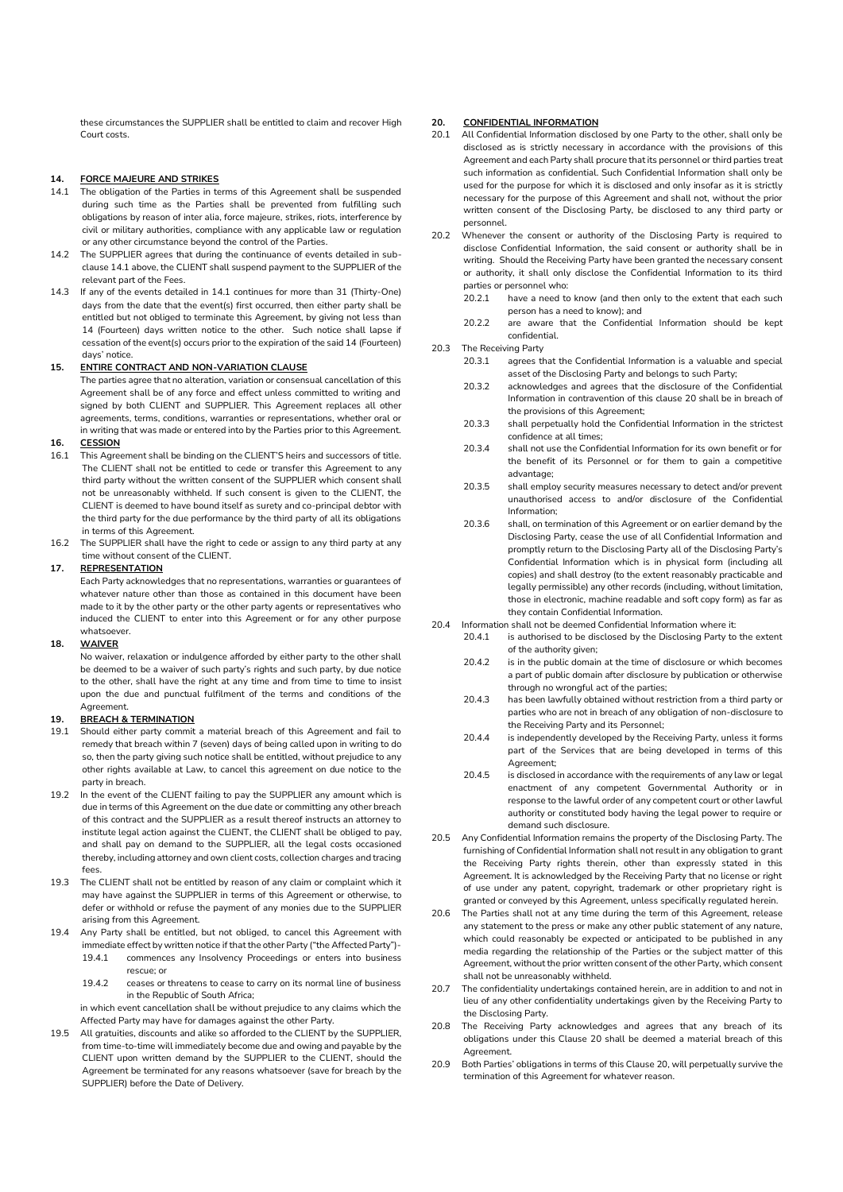these circumstances the SUPPLIER shall be entitled to claim and recover High Court costs.

## 14. FORCE MAJEURE AND STRIKES

14.1 The obligation of the Parties in terms of this Agreement shall be suspended during such time as the Parties shall be prevented from fulfilling such obligations by reason of inter alia, force majeure, strikes, riots, interference by civil or military authorities, compliance with any applicable law or regulation or any other circumstance beyond the control of the Parties.

14.2 The SUPPLIER agrees that during the continuance of events detailed in sub-clause 14.1 above, the CLIENT shall suspend payment to the SUPPLIER of the relevant part of the Fees.

14.3 If any of the events detailed in 14.1 continues for more than 31 (Thirty-One) days from the date that the event(s) first occurred, then either party shall be entitled but not obliged to terminate this Agreement, by giving not less than 14 (Fourteen) days written notice to the other. Such notice shall lapse if cessation of the event(s) occurs prior to the expiration of the said 14 (Fourteen) days' notice.

## 15. ENTIRE CONTRACT AND NON-VARIATION CLAUSE

The parties agree that no alteration, variation or consensual cancellation of this Agreement shall be of any force and effect unless committed to writing and signed by both CLIENT and SUPPLIER. This Agreement replaces all other agreements, terms, conditions, warranties or representations, whether oral or in writing that was made or entered into by the Parties prior to this Agreement.

## 16. CESSION

16.1 This Agreement shall be binding on the CLIENT'S heirs and successors of title. The CLIENT shall not be entitled to cede or transfer this Agreement to any third party without the written consent of the SUPPLIER which consent shall not be unreasonably withheld. If such consent is given to the CLIENT, the CLIENT is deemed to have bound itself as surety and co-principal debtor with the third party for the due performance by the third party of all its obligations in terms of this Agreement.

16.2 The SUPPLIER shall have the right to cede or assign to any third party at any time without consent of the CLIENT.

## 17. REPRESENTATION

Each Party acknowledges that no representations, warranties or guarantees of whatever nature other than those as contained in this document have been made to it by the other party or the other party agents or representatives who induced the CLIENT to enter into this Agreement or for any other purpose whatsoever.

## 18. WAIVER

No waiver, relaxation or indulgence afforded by either party to the other shall be deemed to be a waiver of such party's rights and such party, by due notice to the other, shall have the right at any time and from time to time to insist upon the due and punctual fulfilment of the terms and conditions of the Agreement.

## 19. BREACH & TERMINATION

19.1 Should either party commit a material breach of this Agreement and fail to remedy that breach within 7 (seven) days of being called upon in writing to do so, then the party giving such notice shall be entitled, without prejudice to any other rights available at Law, to cancel this agreement on due notice to the party in breach.

19.2 In the event of the CLIENT failing to pay the SUPPLIER any amount which is due in terms of this Agreement on the due date or committing any other breach of this contract and the SUPPLIER as a result thereof instructs an attorney to institute legal action against the CLIENT, the CLIENT shall be obliged to pay, and shall pay on demand to the SUPPLIER, all the legal costs occasioned thereby, including attorney and own client costs, collection charges and tracing fees.

19.3 The CLIENT shall not be entitled by reason of any claim or complaint which it may have against the SUPPLIER in terms of this Agreement or otherwise, to defer or withhold or refuse the payment of any monies due to the SUPPLIER arising from this Agreement.

19.4 Any Party shall be entitled, but not obliged, to cancel this Agreement with immediate effect by written notice if that the other Party ("the Affected Party")-

- 19.4.1 commences any Insolvency Proceedings or enters into business rescue; or
- 19.4.2 ceases or threatens to cease to carry on its normal line of business in the Republic of South Africa;

in which event cancellation shall be without prejudice to any claims which the Affected Party may have for damages against the other Party.

19.5 All gratuities, discounts and alike so afforded to the CLIENT by the SUPPLIER, from time-to-time will immediately become due and owing and payable by the CLIENT upon written demand by the SUPPLIER to the CLIENT, should the Agreement be terminated for any reasons whatsoever (save for breach by the SUPPLIER) before the Date of Delivery.

## 20. CONFIDENTIAL INFORMATION

20.1 All Confidential Information disclosed by one Party to the other, shall only be disclosed as is strictly necessary in accordance with the provisions of this Agreement and each Party shall procure that its personnel or third parties treat such information as confidential. Such Confidential Information shall only be used for the purpose for which it is disclosed and only insofar as it is strictly necessary for the purpose of this Agreement and shall not, without the prior written consent of the Disclosing Party, be disclosed to any third party or personnel.

20.2 Whenever the consent or authority of the Disclosing Party is required to disclose Confidential Information, the said consent or authority shall be in writing. Should the Receiving Party have been granted the necessary consent or authority, it shall only disclose the Confidential Information to its third parties or personnel who:

- 20.2.1 have a need to know (and then only to the extent that each such person has a need to know); and
- 20.2.2 are aware that the Confidential Information should be kept confidential.

20.3 The Receiving Party

- 20.3.1 agrees that the Confidential Information is a valuable and special asset of the Disclosing Party and belongs to such Party;
- 20.3.2 acknowledges and agrees that the disclosure of the Confidential Information in contravention of this clause 20 shall be in breach of the provisions of this Agreement;
- 20.3.3 shall perpetually hold the Confidential Information in the strictest confidence at all times;
- 20.3.4 shall not use the Confidential Information for its own benefit or for the benefit of its Personnel or for them to gain a competitive advantage;
- 20.3.5 shall employ security measures necessary to detect and/or prevent unauthorised access to and/or disclosure of the Confidential Information;
- 20.3.6 shall, on termination of this Agreement or on earlier demand by the Disclosing Party, cease the use of all Confidential Information and promptly return to the Disclosing Party all of the Disclosing Party's Confidential Information which is in physical form (including all copies) and shall destroy (to the extent reasonably practicable and legally permissible) any other records (including, without limitation, those in electronic, machine readable and soft copy form) as far as they contain Confidential Information.

20.4 Information shall not be deemed Confidential Information where it:

- 20.4.1 is authorised to be disclosed by the Disclosing Party to the extent of the authority given;
- 20.4.2 is in the public domain at the time of disclosure or which becomes a part of public domain after disclosure by publication or otherwise through no wrongful act of the parties;
- 20.4.3 has been lawfully obtained without restriction from a third party or parties who are not in breach of any obligation of non-disclosure to the Receiving Party and its Personnel;
- 20.4.4 is independently developed by the Receiving Party, unless it forms part of the Services that are being developed in terms of this Agreement;
- 20.4.5 is disclosed in accordance with the requirements of any law or legal enactment of any competent Governmental Authority or in response to the lawful order of any competent court or other lawful authority or constituted body having the legal power to require or demand such disclosure.

20.5 Any Confidential Information remains the property of the Disclosing Party. The furnishing of Confidential Information shall not result in any obligation to grant the Receiving Party rights therein, other than expressly stated in this Agreement. It is acknowledged by the Receiving Party that no license or right of use under any patent, copyright, trademark or other proprietary right is granted or conveyed by this Agreement, unless specifically regulated herein.

20.6 The Parties shall not at any time during the term of this Agreement, release any statement to the press or make any other public statement of any nature, which could reasonably be expected or anticipated to be published in any media regarding the relationship of the Parties or the subject matter of this Agreement, without the prior written consent of the other Party, which consent shall not be unreasonably withheld.

20.7 The confidentiality undertakings contained herein, are in addition to and not in lieu of any other confidentiality undertakings given by the Receiving Party to the Disclosing Party.

20.8 The Receiving Party acknowledges and agrees that any breach of its obligations under this Clause 20 shall be deemed a material breach of this Agreement.

20.9 Both Parties' obligations in terms of this Clause 20, will perpetually survive the termination of this Agreement for whatever reason.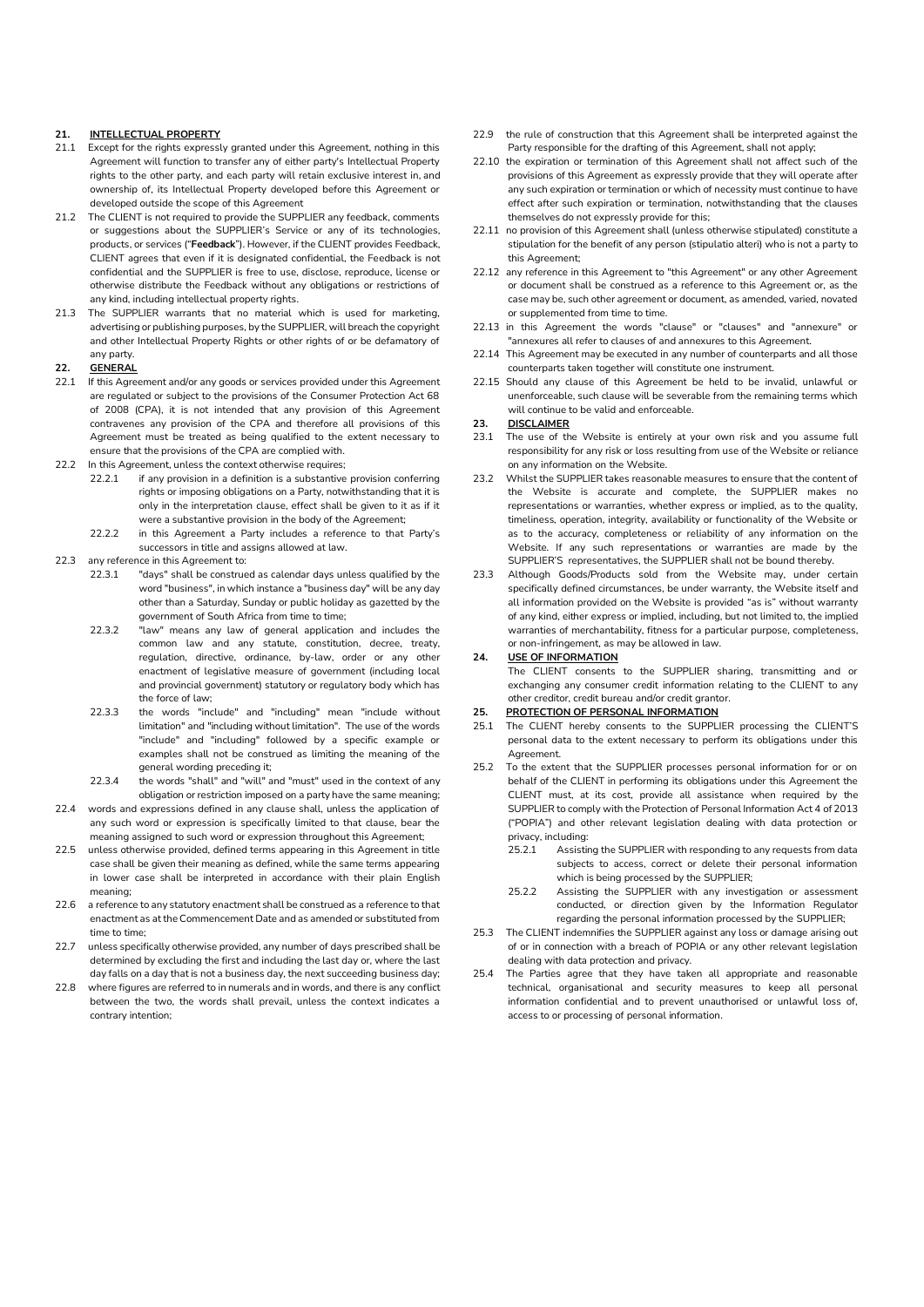**21. INTELLECTUAL PROPERTY**

21.1 Except for the rights expressly granted under this Agreement, nothing in this Agreement will function to transfer any of either party's Intellectual Property rights to the other party, and each party will retain exclusive interest in, and ownership of, its Intellectual Property developed before this Agreement or developed outside the scope of this Agreement

21.2 The CLIENT is not required to provide the SUPPLIER any feedback, comments or suggestions about the SUPPLIER's Service or any of its technologies, products, or services ("**Feedback**"). However, if the CLIENT provides Feedback, CLIENT agrees that even if it is designated confidential, the Feedback is not confidential and the SUPPLIER is free to use, disclose, reproduce, license or otherwise distribute the Feedback without any obligations or restrictions of any kind, including intellectual property rights.

21.3 The SUPPLIER warrants that no material which is used for marketing, advertising or publishing purposes, by the SUPPLIER, will breach the copyright and other Intellectual Property Rights or other rights of or be defamatory of any party.

**22. GENERAL**

22.1 If this Agreement and/or any goods or services provided under this Agreement are regulated or subject to the provisions of the Consumer Protection Act 68 of 2008 (CPA), it is not intended that any provision of this Agreement contravenes any provision of the CPA and therefore all provisions of this Agreement must be treated as being qualified to the extent necessary to ensure that the provisions of the CPA are complied with.

22.2 In this Agreement, unless the context otherwise requires;

22.2.1 if any provision in a definition is a substantive provision conferring rights or imposing obligations on a Party, notwithstanding that it is only in the interpretation clause, effect shall be given to it as if it were a substantive provision in the body of the Agreement;

22.2.2 in this Agreement a Party includes a reference to that Party's successors in title and assigns allowed at law.

22.3 any reference in this Agreement to:

22.3.1 "days" shall be construed as calendar days unless qualified by the word "business", in which instance a "business day" will be any day other than a Saturday, Sunday or public holiday as gazetted by the government of South Africa from time to time;

22.3.2 "law" means any law of general application and includes the common law and any statute, constitution, decree, treaty, regulation, directive, ordinance, by-law, order or any other enactment of legislative measure of government (including local and provincial government) statutory or regulatory body which has the force of law;

22.3.3 the words "include" and "including" mean "include without limitation" and "including without limitation". The use of the words "include" and "including" followed by a specific example or examples shall not be construed as limiting the meaning of the general wording preceding it;

22.3.4 the words "shall" and "will" and "must" used in the context of any obligation or restriction imposed on a party have the same meaning;

22.4 words and expressions defined in any clause shall, unless the application of any such word or expression is specifically limited to that clause, bear the meaning assigned to such word or expression throughout this Agreement;

22.5 unless otherwise provided, defined terms appearing in this Agreement in title case shall be given their meaning as defined, while the same terms appearing in lower case shall be interpreted in accordance with their plain English meaning;

22.6 a reference to any statutory enactment shall be construed as a reference to that enactment as at the Commencement Date and as amended or substituted from time to time;

22.7 unless specifically otherwise provided, any number of days prescribed shall be determined by excluding the first and including the last day or, where the last day falls on a day that is not a business day, the next succeeding business day;

22.8 where figures are referred to in numerals and in words, and there is any conflict between the two, the words shall prevail, unless the context indicates a contrary intention;

22.9 the rule of construction that this Agreement shall be interpreted against the Party responsible for the drafting of this Agreement, shall not apply;

22.10 the expiration or termination of this Agreement shall not affect such of the provisions of this Agreement as expressly provide that they will operate after any such expiration or termination or which of necessity must continue to have effect after such expiration or termination, notwithstanding that the clauses themselves do not expressly provide for this;

22.11 no provision of this Agreement shall (unless otherwise stipulated) constitute a stipulation for the benefit of any person (stipulatio alteri) who is not a party to this Agreement;

22.12 any reference in this Agreement to "this Agreement" or any other Agreement or document shall be construed as a reference to this Agreement or, as the case may be, such other agreement or document, as amended, varied, novated or supplemented from time to time.

22.13 in this Agreement the words "clause" or "clauses" and "annexure" or "annexures all refer to clauses of and annexures to this Agreement.

22.14 This Agreement may be executed in any number of counterparts and all those counterparts taken together will constitute one instrument.

22.15 Should any clause of this Agreement be held to be invalid, unlawful or unenforceable, such clause will be severable from the remaining terms which will continue to be valid and enforceable.

**23. DISCLAIMER**

23.1 The use of the Website is entirely at your own risk and you assume full responsibility for any risk or loss resulting from use of the Website or reliance on any information on the Website.

23.2 Whilst the SUPPLIER takes reasonable measures to ensure that the content of the Website is accurate and complete, the SUPPLIER makes no representations or warranties, whether express or implied, as to the quality, timeliness, operation, integrity, availability or functionality of the Website or as to the accuracy, completeness or reliability of any information on the Website. If any such representations or warranties are made by the SUPPLIER'S representatives, the SUPPLIER shall not be bound thereby.

23.3 Although Goods/Products sold from the Website may, under certain specifically defined circumstances, be under warranty, the Website itself and all information provided on the Website is provided "as is" without warranty of any kind, either express or implied, including, but not limited to, the implied warranties of merchantability, fitness for a particular purpose, completeness, or non-infringement, as may be allowed in law.

**24. USE OF INFORMATION**

The CLIENT consents to the SUPPLIER sharing, transmitting and or exchanging any consumer credit information relating to the CLIENT to any other creditor, credit bureau and/or credit grantor.

**25. PROTECTION OF PERSONAL INFORMATION**

25.1 The CLIENT hereby consents to the SUPPLIER processing the CLIENT'S personal data to the extent necessary to perform its obligations under this Agreement.

25.2 To the extent that the SUPPLIER processes personal information for or on behalf of the CLIENT in performing its obligations under this Agreement the CLIENT must, at its cost, provide all assistance when required by the SUPPLIER to comply with the Protection of Personal Information Act 4 of 2013 ("POPIA") and other relevant legislation dealing with data protection or privacy, including:

25.2.1 Assisting the SUPPLIER with responding to any requests from data subjects to access, correct or delete their personal information which is being processed by the SUPPLIER;

25.2.2 Assisting the SUPPLIER with any investigation or assessment conducted, or direction given by the Information Regulator regarding the personal information processed by the SUPPLIER;

25.3 The CLIENT indemnifies the SUPPLIER against any loss or damage arising out of or in connection with a breach of POPIA or any other relevant legislation dealing with data protection and privacy.

25.4 The Parties agree that they have taken all appropriate and reasonable technical, organisational and security measures to keep all personal information confidential and to prevent unauthorised or unlawful loss of, access to or processing of personal information.